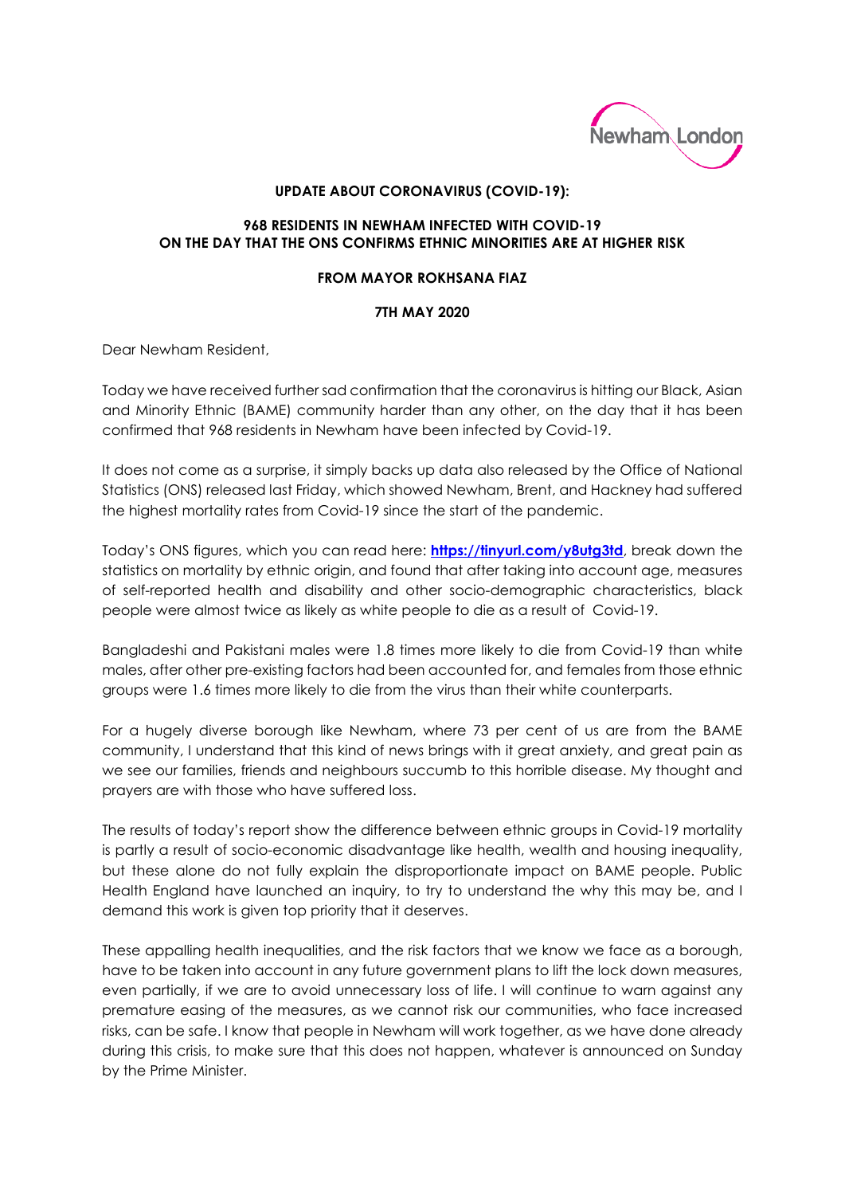**UPDATE ABOUT CORONAVIRUS (COVID-19):**

**968 RESIDENTS IN NEWHAM INFECTED WITH COVID-19 ON THE DAY THAT THE ONS CONFIRMS ETHNIC MINORITIES ARE AT HIGHER RISK**

**FROM MAYOR ROKHSANA FIAZ**

**7TH MAY 2020**

Dear Newham Resident,

Today we have received further sad confirmation that the coronavirus is hitting our Black, Asian and Minority Ethnic (BAME) community harder than any other, on the day that it has been confirmed that 968 residents in Newham have been infected by Covid-19.

It does not come as a surprise, it simply backs up data also released by the Office of National Statistics (ONS) released last Friday, which showed Newham, Brent, and Hackney had suffered the highest mortality rates from Covid-19 since the start of the pandemic.

Today's ONS figures, which you can read here: **https://tinyurl.com/y8utg3td**, break down the statistics on mortality by ethnic origin, and found that after taking into account age, measures of self-reported health and disability and other socio-demographic characteristics, black people were almost twice as likely as white people to die as a result of Covid-19.

Bangladeshi and Pakistani males were 1.8 times more likely to die from Covid-19 than white males, after other pre-existing factors had been accounted for, and females from those ethnic groups were 1.6 times more likely to die from the virus than their white counterparts.

For a hugely diverse borough like Newham, where 73 per cent of us are from the BAME community, I understand that this kind of news brings with it great anxiety, and great pain as we see our families, friends and neighbours succumb to this horrible disease. My thought and prayers are with those who have suffered loss.

The results of today's report show the difference between ethnic groups in Covid-19 mortality is partly a result of socio-economic disadvantage like health, wealth and housing inequality, but these alone do not fully explain the disproportionate impact on BAME people. Public Health England have launched an inquiry, to try to understand the why this may be, and I demand this work is given top priority that it deserves.

These appalling health inequalities, and the risk factors that we know we face as a borough, have to be taken into account in any future government plans to lift the lock down measures, even partially, if we are to avoid unnecessary loss of life. I will continue to warn against any premature easing of the measures, as we cannot risk our communities, who face increased risks, can be safe. I know that people in Newham will work together, as we have done already during this crisis, to make sure that this does not happen, whatever is announced on Sunday by the Prime Minister.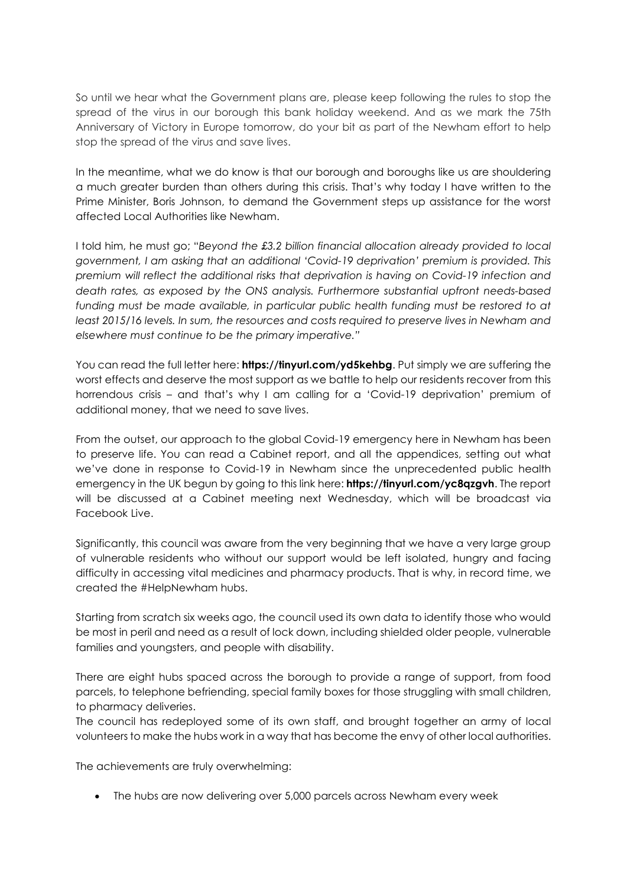So until we hear what the Government plans are, please keep following the rules to stop the spread of the virus in our borough this bank holiday weekend. And as we mark the 75th Anniversary of Victory in Europe tomorrow, do your bit as part of the Newham effort to help stop the spread of the virus and save lives.

In the meantime, what we do know is that our borough and boroughs like us are shouldering a much greater burden than others during this crisis. That's why today I have written to the Prime Minister, Boris Johnson, to demand the Government steps up assistance for the worst affected Local Authorities like Newham.

I told him, he must go; "*Beyond the £3.2 billion financial allocation already provided to local government, I am asking that an additional 'Covid-19 deprivation' premium is provided. This premium will reflect the additional risks that deprivation is having on Covid-19 infection and death rates, as exposed by the ONS analysis. Furthermore substantial upfront needs-based funding must be made available, in particular public health funding must be restored to at least 2015/16 levels. In sum, the resources and costs required to preserve lives in Newham and elsewhere must continue to be the primary imperative.*"

You can read the full letter here: **https://tinyurl.com/yd5kehbg**. Put simply we are suffering the worst effects and deserve the most support as we battle to help our residents recover from this horrendous crisis – and that's why I am calling for a 'Covid-19 deprivation' premium of additional money, that we need to save lives.

From the outset, our approach to the global Covid-19 emergency here in Newham has been to preserve life. You can read a Cabinet report, and all the appendices, setting out what we've done in response to Covid-19 in Newham since the unprecedented public health emergency in the UK begun by going to this link here: **https://tinyurl.com/yc8qzgvh**. The report will be discussed at a Cabinet meeting next Wednesday, which will be broadcast via Facebook Live.

Significantly, this council was aware from the very beginning that we have a very large group of vulnerable residents who without our support would be left isolated, hungry and facing difficulty in accessing vital medicines and pharmacy products. That is why, in record time, we created the #HelpNewham hubs.

Starting from scratch six weeks ago, the council used its own data to identify those who would be most in peril and need as a result of lock down, including shielded older people, vulnerable families and youngsters, and people with disability.

There are eight hubs spaced across the borough to provide a range of support, from food parcels, to telephone befriending, special family boxes for those struggling with small children, to pharmacy deliveries.

The council has redeployed some of its own staff, and brought together an army of local volunteers to make the hubs work in a way that has become the envy of other local authorities.

The achievements are truly overwhelming:

- The hubs are now delivering over 5,000 parcels across Newham every week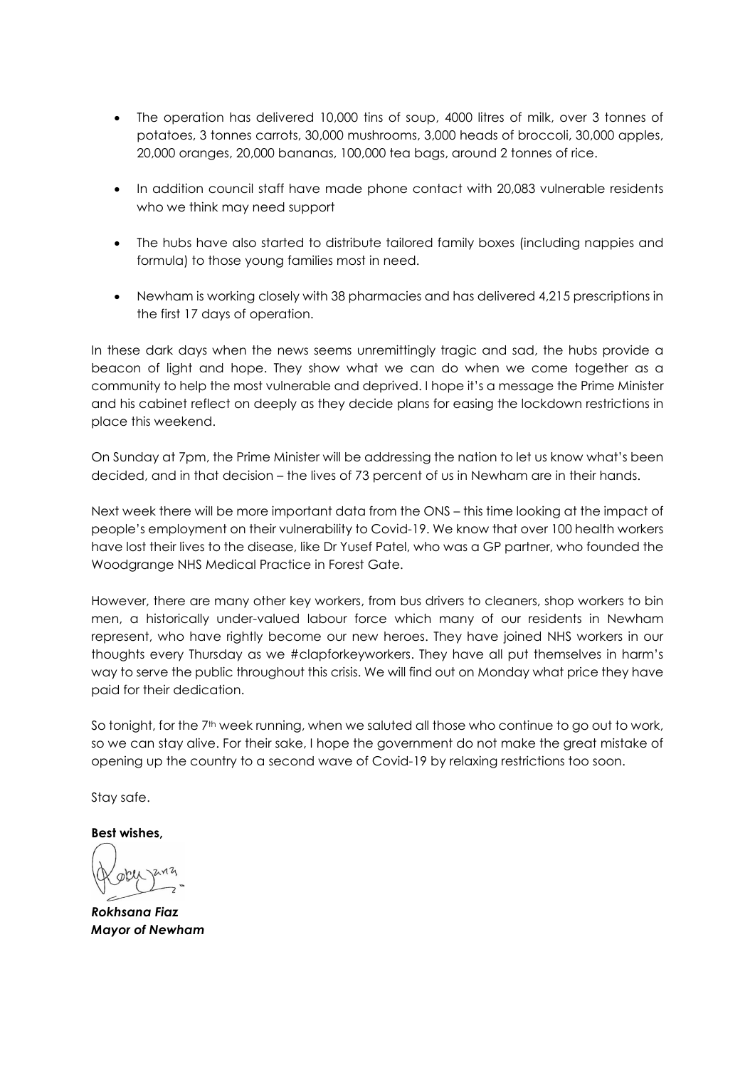- The operation has delivered 10,000 tins of soup, 4000 litres of milk, over 3 tonnes of potatoes, 3 tonnes carrots, 30,000 mushrooms, 3,000 heads of broccoli, 30,000 apples, 20,000 oranges, 20,000 bananas, 100,000 tea bags, around 2 tonnes of rice.
- In addition council staff have made phone contact with 20,083 vulnerable residents who we think may need support
- The hubs have also started to distribute tailored family boxes (including nappies and formula) to those young families most in need.
- Newham is working closely with 38 pharmacies and has delivered 4,215 prescriptions in the first 17 days of operation.

In these dark days when the news seems unremittingly tragic and sad, the hubs provide a beacon of light and hope. They show what we can do when we come together as a community to help the most vulnerable and deprived. I hope it's a message the Prime Minister and his cabinet reflect on deeply as they decide plans for easing the lockdown restrictions in place this weekend.

On Sunday at 7pm, the Prime Minister will be addressing the nation to let us know what's been decided, and in that decision – the lives of 73 percent of us in Newham are in their hands.

Next week there will be more important data from the ONS – this time looking at the impact of people's employment on their vulnerability to Covid-19. We know that over 100 health workers have lost their lives to the disease, like Dr Yusef Patel, who was a GP partner, who founded the Woodgrange NHS Medical Practice in Forest Gate.

However, there are many other key workers, from bus drivers to cleaners, shop workers to bin men, a historically under-valued labour force which many of our residents in Newham represent, who have rightly become our new heroes. They have joined NHS workers in our thoughts every Thursday as we #clapforkeyworkers. They have all put themselves in harm's way to serve the public throughout this crisis. We will find out on Monday what price they have paid for their dedication.

So tonight, for the 7th week running, when we saluted all those who continue to go out to work, so we can stay alive. For their sake, I hope the government do not make the great mistake of opening up the country to a second wave of Covid-19 by relaxing restrictions too soon.

Stay safe.

**Best wishes,**

***Rokhsana Fiaz***
***Mayor of Newham***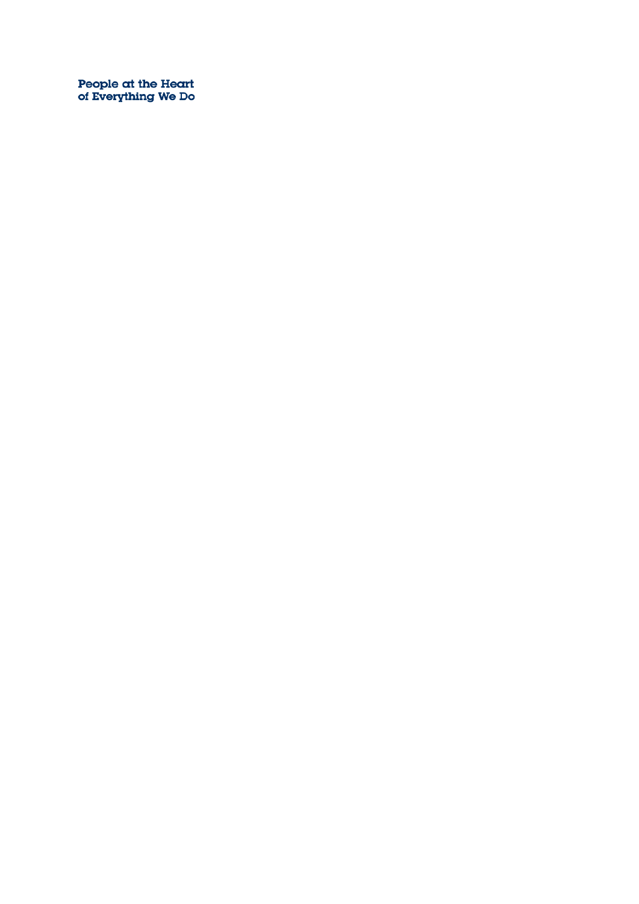People at the Heart
of Everything We Do